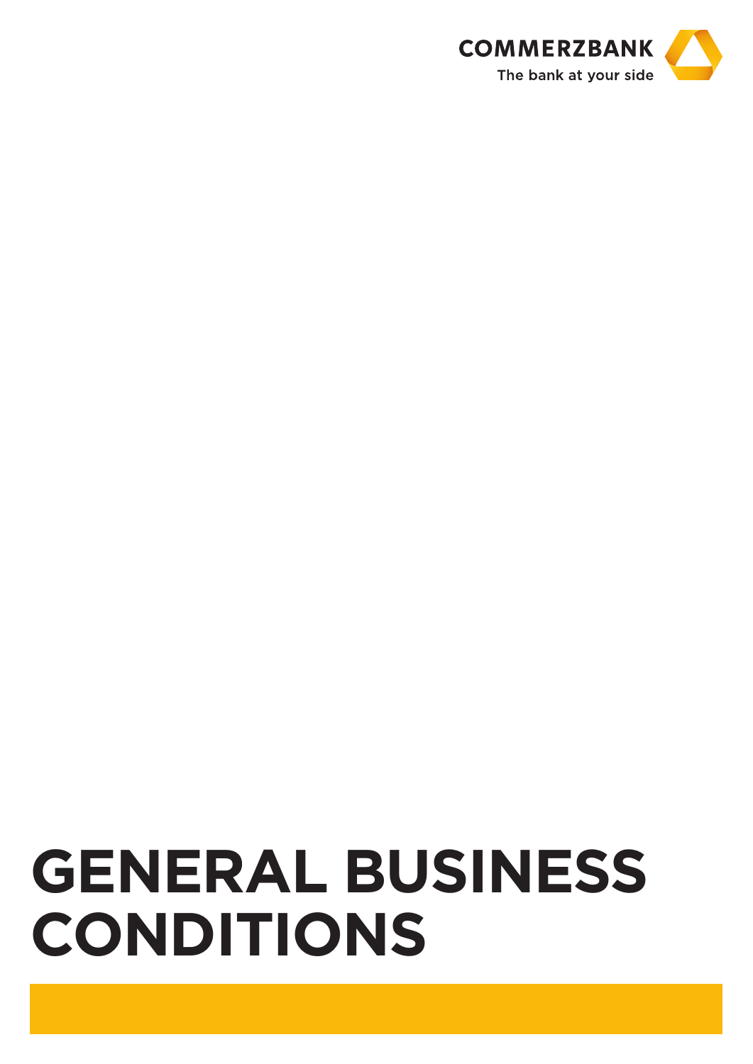COMMERZBANK

The bank at your side

# GENERAL BUSINESS CONDITIONS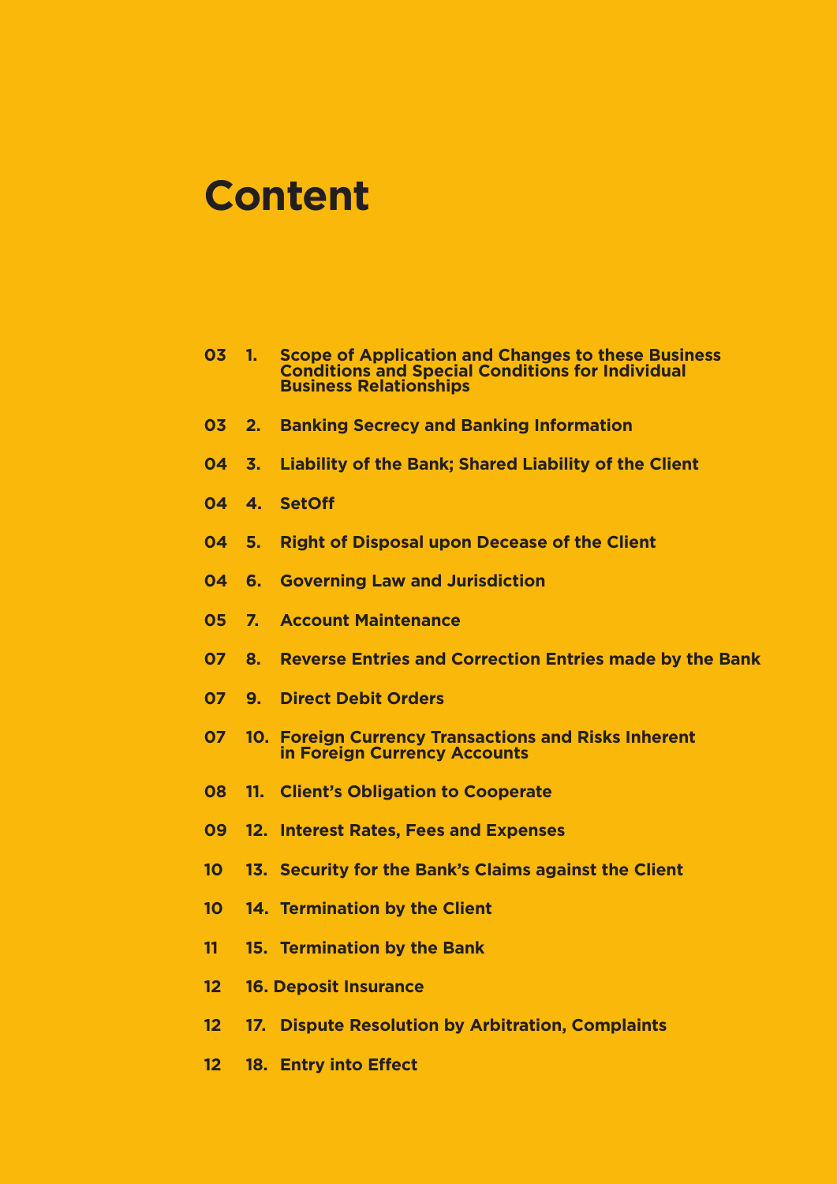# Content

| Page | No. | Section |
|---|---|---|
| 03 | 1. | Scope of Application and Changes to these Business Conditions and Special Conditions for Individual Business Relationships |
| 03 | 2. | Banking Secrecy and Banking Information |
| 04 | 3. | Liability of the Bank; Shared Liability of the Client |
| 04 | 4. | SetOff |
| 04 | 5. | Right of Disposal upon Decease of the Client |
| 04 | 6. | Governing Law and Jurisdiction |
| 05 | 7. | Account Maintenance |
| 07 | 8. | Reverse Entries and Correction Entries made by the Bank |
| 07 | 9. | Direct Debit Orders |
| 07 | 10. | Foreign Currency Transactions and Risks Inherent in Foreign Currency Accounts |
| 08 | 11. | Client's Obligation to Cooperate |
| 09 | 12. | Interest Rates, Fees and Expenses |
| 10 | 13. | Security for the Bank's Claims against the Client |
| 10 | 14. | Termination by the Client |
| 11 | 15. | Termination by the Bank |
| 12 | 16. | Deposit Insurance |
| 12 | 17. | Dispute Resolution by Arbitration, Complaints |
| 12 | 18. | Entry into Effect |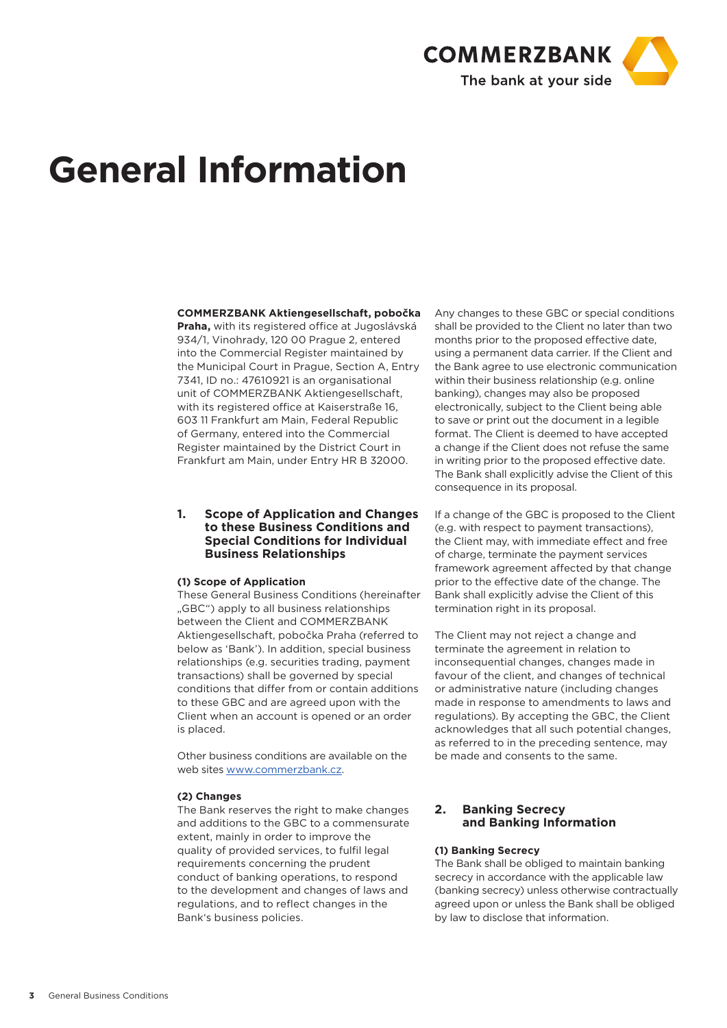# General Information

**COMMERZBANK Aktiengesellschaft, pobočka Praha,** with its registered office at Jugoslávská 934/1, Vinohrady, 120 00 Prague 2, entered into the Commercial Register maintained by the Municipal Court in Prague, Section A, Entry 7341, ID no.: 47610921 is an organisational unit of COMMERZBANK Aktiengesellschaft, with its registered office at Kaiserstraße 16, 603 11 Frankfurt am Main, Federal Republic of Germany, entered into the Commercial Register maintained by the District Court in Frankfurt am Main, under Entry HR B 32000.

## 1. Scope of Application and Changes to these Business Conditions and Special Conditions for Individual Business Relationships

### (1) Scope of Application

These General Business Conditions (hereinafter „GBC“) apply to all business relationships between the Client and COMMERZBANK Aktiengesellschaft, pobočka Praha (referred to below as 'Bank'). In addition, special business relationships (e.g. securities trading, payment transactions) shall be governed by special conditions that differ from or contain additions to these GBC and are agreed upon with the Client when an account is opened or an order is placed.

Other business conditions are available on the web sites www.commerzbank.cz.

### (2) Changes

The Bank reserves the right to make changes and additions to the GBC to a commensurate extent, mainly in order to improve the quality of provided services, to fulfil legal requirements concerning the prudent conduct of banking operations, to respond to the development and changes of laws and regulations, and to reflect changes in the Bank's business policies.

Any changes to these GBC or special conditions shall be provided to the Client no later than two months prior to the proposed effective date, using a permanent data carrier. If the Client and the Bank agree to use electronic communication within their business relationship (e.g. online banking), changes may also be proposed electronically, subject to the Client being able to save or print out the document in a legible format. The Client is deemed to have accepted a change if the Client does not refuse the same in writing prior to the proposed effective date. The Bank shall explicitly advise the Client of this consequence in its proposal.

If a change of the GBC is proposed to the Client (e.g. with respect to payment transactions), the Client may, with immediate effect and free of charge, terminate the payment services framework agreement affected by that change prior to the effective date of the change. The Bank shall explicitly advise the Client of this termination right in its proposal.

The Client may not reject a change and terminate the agreement in relation to inconsequential changes, changes made in favour of the client, and changes of technical or administrative nature (including changes made in response to amendments to laws and regulations). By accepting the GBC, the Client acknowledges that all such potential changes, as referred to in the preceding sentence, may be made and consents to the same.

## 2. Banking Secrecy and Banking Information

### (1) Banking Secrecy

The Bank shall be obliged to maintain banking secrecy in accordance with the applicable law (banking secrecy) unless otherwise contractually agreed upon or unless the Bank shall be obliged by law to disclose that information.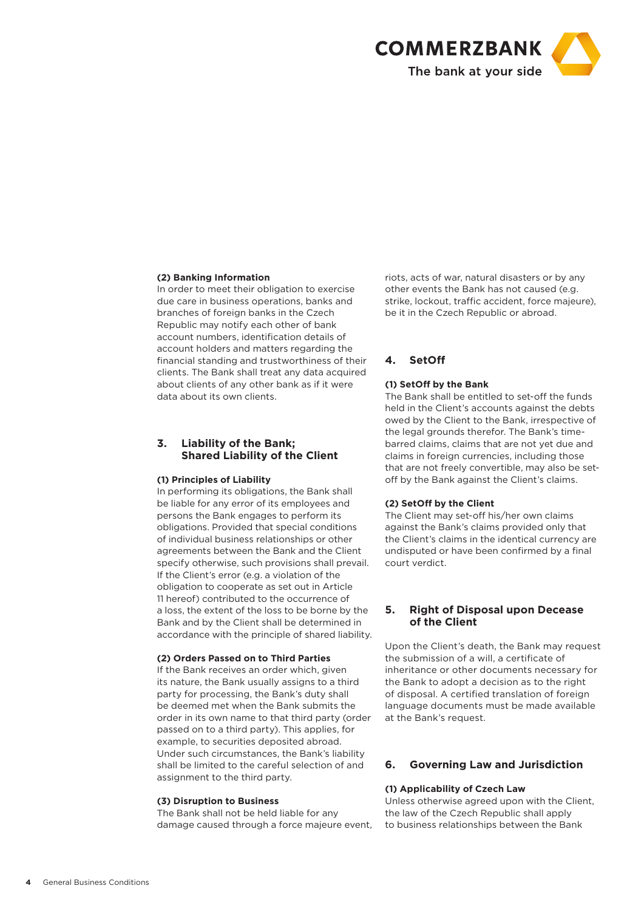#### (2) Banking Information

In order to meet their obligation to exercise due care in business operations, banks and branches of foreign banks in the Czech Republic may notify each other of bank account numbers, identification details of account holders and matters regarding the financial standing and trustworthiness of their clients. The Bank shall treat any data acquired about clients of any other bank as if it were data about its own clients.

### 3. Liability of the Bank; Shared Liability of the Client

#### (1) Principles of Liability

In performing its obligations, the Bank shall be liable for any error of its employees and persons the Bank engages to perform its obligations. Provided that special conditions of individual business relationships or other agreements between the Bank and the Client specify otherwise, such provisions shall prevail. If the Client's error (e.g. a violation of the obligation to cooperate as set out in Article 11 hereof) contributed to the occurrence of a loss, the extent of the loss to be borne by the Bank and by the Client shall be determined in accordance with the principle of shared liability.

#### (2) Orders Passed on to Third Parties

If the Bank receives an order which, given its nature, the Bank usually assigns to a third party for processing, the Bank's duty shall be deemed met when the Bank submits the order in its own name to that third party (order passed on to a third party). This applies, for example, to securities deposited abroad. Under such circumstances, the Bank's liability shall be limited to the careful selection of and assignment to the third party.

#### (3) Disruption to Business

The Bank shall not be held liable for any damage caused through a force majeure event, riots, acts of war, natural disasters or by any other events the Bank has not caused (e.g. strike, lockout, traffic accident, force majeure), be it in the Czech Republic or abroad.

### 4. SetOff

#### (1) SetOff by the Bank

The Bank shall be entitled to set-off the funds held in the Client's accounts against the debts owed by the Client to the Bank, irrespective of the legal grounds therefor. The Bank's time-barred claims, claims that are not yet due and claims in foreign currencies, including those that are not freely convertible, may also be set-off by the Bank against the Client's claims.

#### (2) SetOff by the Client

The Client may set-off his/her own claims against the Bank's claims provided only that the Client's claims in the identical currency are undisputed or have been confirmed by a final court verdict.

### 5. Right of Disposal upon Decease of the Client

Upon the Client's death, the Bank may request the submission of a will, a certificate of inheritance or other documents necessary for the Bank to adopt a decision as to the right of disposal. A certified translation of foreign language documents must be made available at the Bank's request.

### 6. Governing Law and Jurisdiction

#### (1) Applicability of Czech Law

Unless otherwise agreed upon with the Client, the law of the Czech Republic shall apply to business relationships between the Bank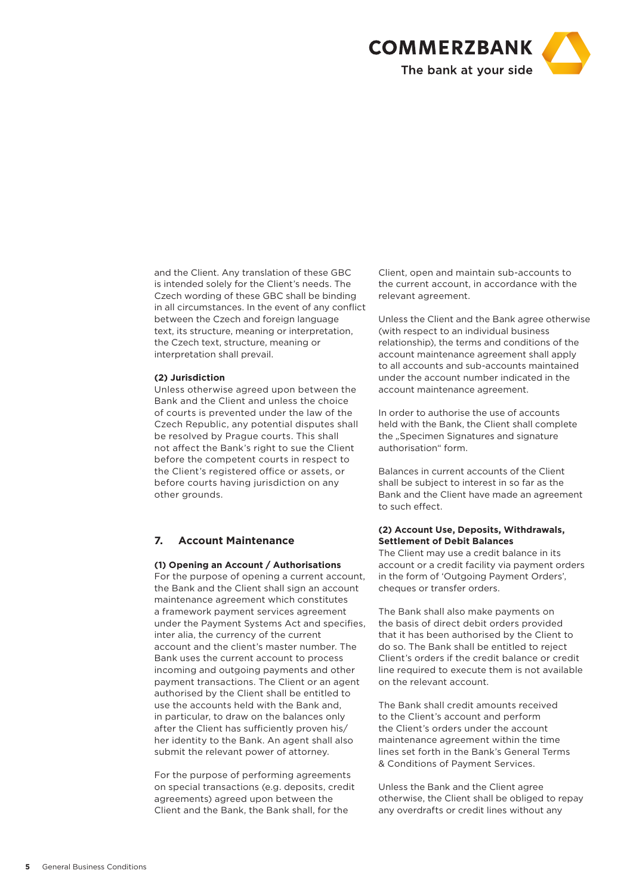and the Client. Any translation of these GBC is intended solely for the Client's needs. The Czech wording of these GBC shall be binding in all circumstances. In the event of any conflict between the Czech and foreign language text, its structure, meaning or interpretation, the Czech text, structure, meaning or interpretation shall prevail.

**(2) Jurisdiction**
Unless otherwise agreed upon between the Bank and the Client and unless the choice of courts is prevented under the law of the Czech Republic, any potential disputes shall be resolved by Prague courts. This shall not affect the Bank's right to sue the Client before the competent courts in respect to the Client's registered office or assets, or before courts having jurisdiction on any other grounds.

## 7. Account Maintenance

**(1) Opening an Account / Authorisations**
For the purpose of opening a current account, the Bank and the Client shall sign an account maintenance agreement which constitutes a framework payment services agreement under the Payment Systems Act and specifies, inter alia, the currency of the current account and the client's master number. The Bank uses the current account to process incoming and outgoing payments and other payment transactions. The Client or an agent authorised by the Client shall be entitled to use the accounts held with the Bank and, in particular, to draw on the balances only after the Client has sufficiently proven his/her identity to the Bank. An agent shall also submit the relevant power of attorney.

For the purpose of performing agreements on special transactions (e.g. deposits, credit agreements) agreed upon between the Client and the Bank, the Bank shall, for the Client, open and maintain sub-accounts to the current account, in accordance with the relevant agreement.

Unless the Client and the Bank agree otherwise (with respect to an individual business relationship), the terms and conditions of the account maintenance agreement shall apply to all accounts and sub-accounts maintained under the account number indicated in the account maintenance agreement.

In order to authorise the use of accounts held with the Bank, the Client shall complete the „Specimen Signatures and signature authorisation" form.

Balances in current accounts of the Client shall be subject to interest in so far as the Bank and the Client have made an agreement to such effect.

**(2) Account Use, Deposits, Withdrawals, Settlement of Debit Balances**
The Client may use a credit balance in its account or a credit facility via payment orders in the form of 'Outgoing Payment Orders', cheques or transfer orders.

The Bank shall also make payments on the basis of direct debit orders provided that it has been authorised by the Client to do so. The Bank shall be entitled to reject Client's orders if the credit balance or credit line required to execute them is not available on the relevant account.

The Bank shall credit amounts received to the Client's account and perform the Client's orders under the account maintenance agreement within the time lines set forth in the Bank's General Terms & Conditions of Payment Services.

Unless the Bank and the Client agree otherwise, the Client shall be obliged to repay any overdrafts or credit lines without any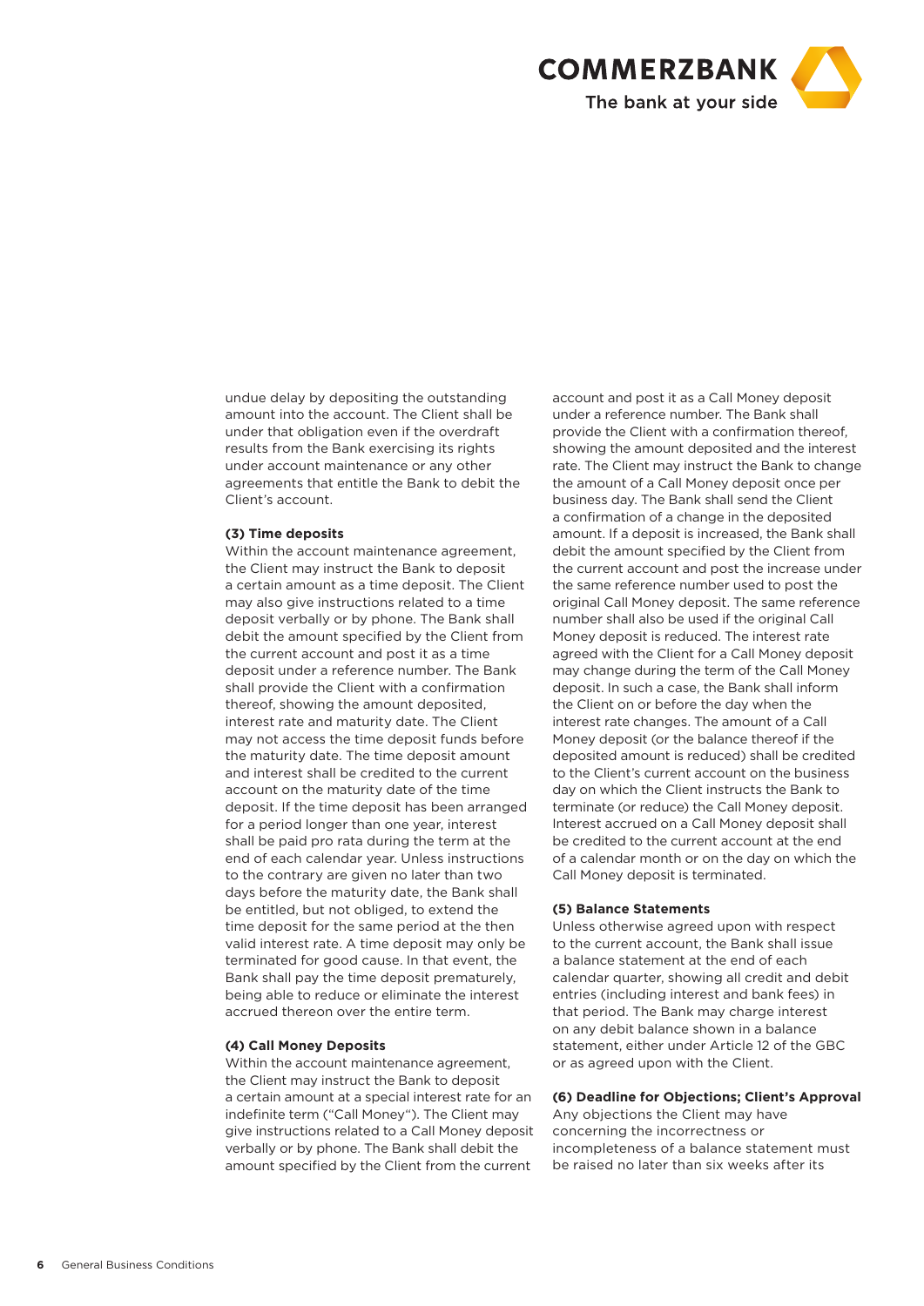undue delay by depositing the outstanding amount into the account. The Client shall be under that obligation even if the overdraft results from the Bank exercising its rights under account maintenance or any other agreements that entitle the Bank to debit the Client's account.

**(3) Time deposits**

Within the account maintenance agreement, the Client may instruct the Bank to deposit a certain amount as a time deposit. The Client may also give instructions related to a time deposit verbally or by phone. The Bank shall debit the amount specified by the Client from the current account and post it as a time deposit under a reference number. The Bank shall provide the Client with a confirmation thereof, showing the amount deposited, interest rate and maturity date. The Client may not access the time deposit funds before the maturity date. The time deposit amount and interest shall be credited to the current account on the maturity date of the time deposit. If the time deposit has been arranged for a period longer than one year, interest shall be paid pro rata during the term at the end of each calendar year. Unless instructions to the contrary are given no later than two days before the maturity date, the Bank shall be entitled, but not obliged, to extend the time deposit for the same period at the then valid interest rate. A time deposit may only be terminated for good cause. In that event, the Bank shall pay the time deposit prematurely, being able to reduce or eliminate the interest accrued thereon over the entire term.

**(4) Call Money Deposits**

Within the account maintenance agreement, the Client may instruct the Bank to deposit a certain amount at a special interest rate for an indefinite term ("Call Money"). The Client may give instructions related to a Call Money deposit verbally or by phone. The Bank shall debit the amount specified by the Client from the current account and post it as a Call Money deposit under a reference number. The Bank shall provide the Client with a confirmation thereof, showing the amount deposited and the interest rate. The Client may instruct the Bank to change the amount of a Call Money deposit once per business day. The Bank shall send the Client a confirmation of a change in the deposited amount. If a deposit is increased, the Bank shall debit the amount specified by the Client from the current account and post the increase under the same reference number used to post the original Call Money deposit. The same reference number shall also be used if the original Call Money deposit is reduced. The interest rate agreed with the Client for a Call Money deposit may change during the term of the Call Money deposit. In such a case, the Bank shall inform the Client on or before the day when the interest rate changes. The amount of a Call Money deposit (or the balance thereof if the deposited amount is reduced) shall be credited to the Client's current account on the business day on which the Client instructs the Bank to terminate (or reduce) the Call Money deposit. Interest accrued on a Call Money deposit shall be credited to the current account at the end of a calendar month or on the day on which the Call Money deposit is terminated.

**(5) Balance Statements**

Unless otherwise agreed upon with respect to the current account, the Bank shall issue a balance statement at the end of each calendar quarter, showing all credit and debit entries (including interest and bank fees) in that period. The Bank may charge interest on any debit balance shown in a balance statement, either under Article 12 of the GBC or as agreed upon with the Client.

**(6) Deadline for Objections; Client's Approval**

Any objections the Client may have concerning the incorrectness or incompleteness of a balance statement must be raised no later than six weeks after its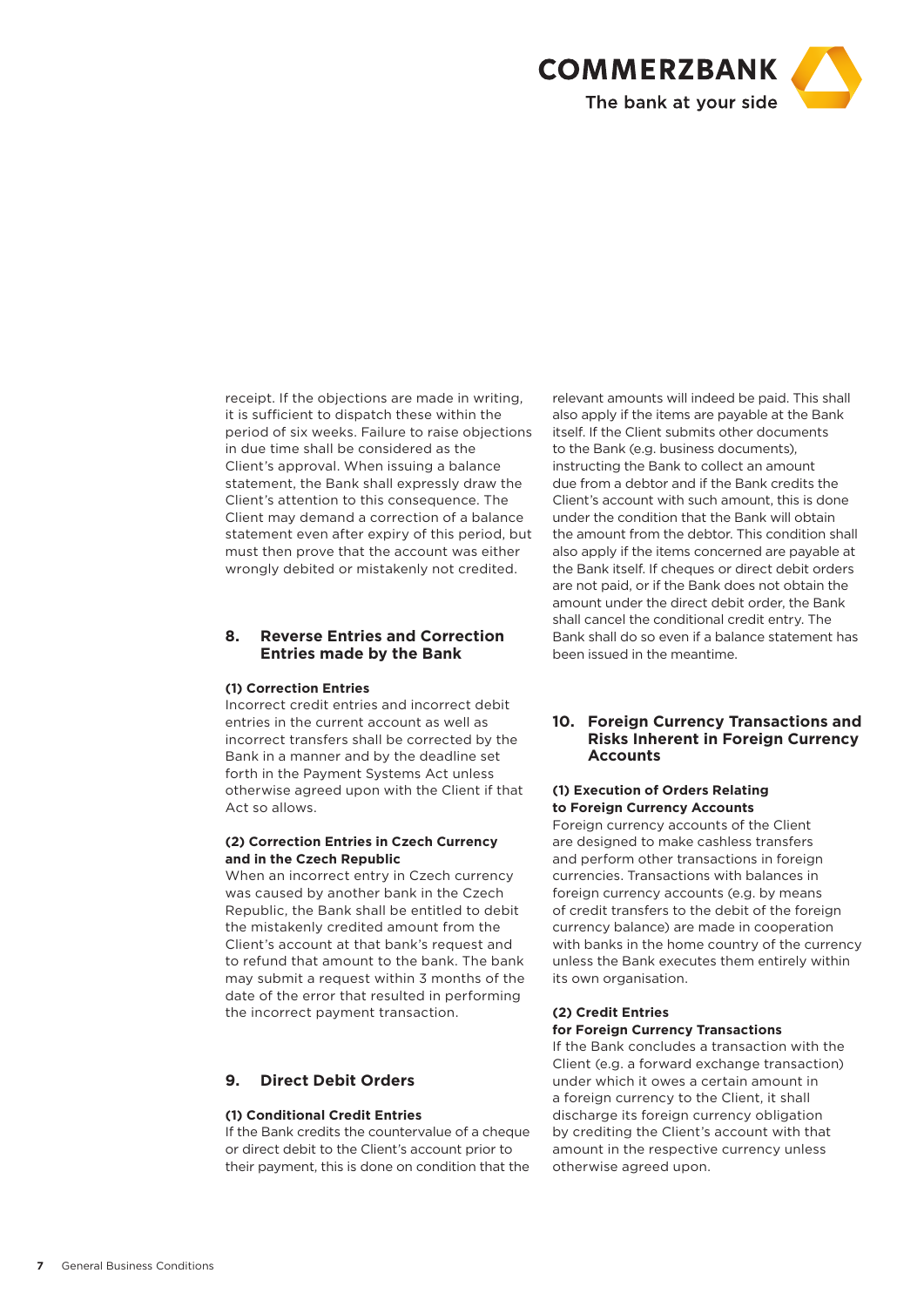receipt. If the objections are made in writing, it is sufficient to dispatch these within the period of six weeks. Failure to raise objections in due time shall be considered as the Client's approval. When issuing a balance statement, the Bank shall expressly draw the Client's attention to this consequence. The Client may demand a correction of a balance statement even after expiry of this period, but must then prove that the account was either wrongly debited or mistakenly not credited.

## 8. Reverse Entries and Correction Entries made by the Bank

**(1) Correction Entries**

Incorrect credit entries and incorrect debit entries in the current account as well as incorrect transfers shall be corrected by the Bank in a manner and by the deadline set forth in the Payment Systems Act unless otherwise agreed upon with the Client if that Act so allows.

**(2) Correction Entries in Czech Currency and in the Czech Republic**

When an incorrect entry in Czech currency was caused by another bank in the Czech Republic, the Bank shall be entitled to debit the mistakenly credited amount from the Client's account at that bank's request and to refund that amount to the bank. The bank may submit a request within 3 months of the date of the error that resulted in performing the incorrect payment transaction.

## 9. Direct Debit Orders

**(1) Conditional Credit Entries**

If the Bank credits the countervalue of a cheque or direct debit to the Client's account prior to their payment, this is done on condition that the relevant amounts will indeed be paid. This shall also apply if the items are payable at the Bank itself. If the Client submits other documents to the Bank (e.g. business documents), instructing the Bank to collect an amount due from a debtor and if the Bank credits the Client's account with such amount, this is done under the condition that the Bank will obtain the amount from the debtor. This condition shall also apply if the items concerned are payable at the Bank itself. If cheques or direct debit orders are not paid, or if the Bank does not obtain the amount under the direct debit order, the Bank shall cancel the conditional credit entry. The Bank shall do so even if a balance statement has been issued in the meantime.

## 10. Foreign Currency Transactions and Risks Inherent in Foreign Currency Accounts

**(1) Execution of Orders Relating to Foreign Currency Accounts**

Foreign currency accounts of the Client are designed to make cashless transfers and perform other transactions in foreign currencies. Transactions with balances in foreign currency accounts (e.g. by means of credit transfers to the debit of the foreign currency balance) are made in cooperation with banks in the home country of the currency unless the Bank executes them entirely within its own organisation.

**(2) Credit Entries for Foreign Currency Transactions**

If the Bank concludes a transaction with the Client (e.g. a forward exchange transaction) under which it owes a certain amount in a foreign currency to the Client, it shall discharge its foreign currency obligation by crediting the Client's account with that amount in the respective currency unless otherwise agreed upon.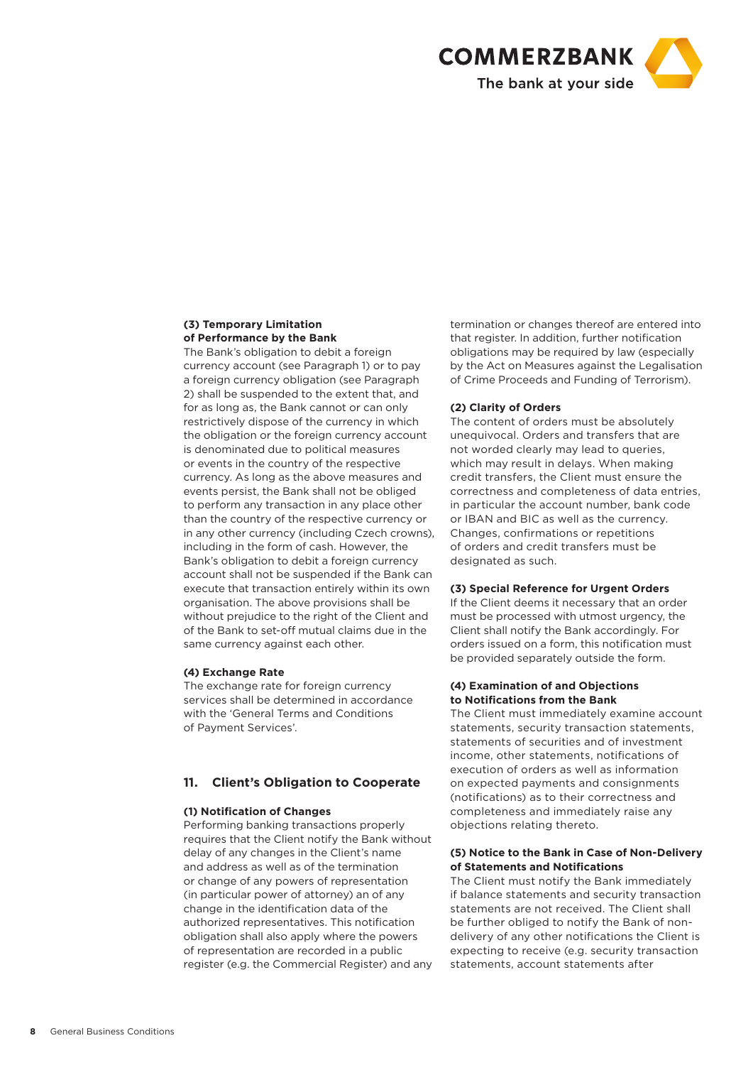**(3) Temporary Limitation of Performance by the Bank**

The Bank's obligation to debit a foreign currency account (see Paragraph 1) or to pay a foreign currency obligation (see Paragraph 2) shall be suspended to the extent that, and for as long as, the Bank cannot or can only restrictively dispose of the currency in which the obligation or the foreign currency account is denominated due to political measures or events in the country of the respective currency. As long as the above measures and events persist, the Bank shall not be obliged to perform any transaction in any place other than the country of the respective currency or in any other currency (including Czech crowns), including in the form of cash. However, the Bank's obligation to debit a foreign currency account shall not be suspended if the Bank can execute that transaction entirely within its own organisation. The above provisions shall be without prejudice to the right of the Client and of the Bank to set-off mutual claims due in the same currency against each other.

**(4) Exchange Rate**

The exchange rate for foreign currency services shall be determined in accordance with the 'General Terms and Conditions of Payment Services'.

## 11. Client's Obligation to Cooperate

**(1) Notification of Changes**

Performing banking transactions properly requires that the Client notify the Bank without delay of any changes in the Client's name and address as well as of the termination or change of any powers of representation (in particular power of attorney) an of any change in the identification data of the authorized representatives. This notification obligation shall also apply where the powers of representation are recorded in a public register (e.g. the Commercial Register) and any termination or changes thereof are entered into that register. In addition, further notification obligations may be required by law (especially by the Act on Measures against the Legalisation of Crime Proceeds and Funding of Terrorism).

**(2) Clarity of Orders**

The content of orders must be absolutely unequivocal. Orders and transfers that are not worded clearly may lead to queries, which may result in delays. When making credit transfers, the Client must ensure the correctness and completeness of data entries, in particular the account number, bank code or IBAN and BIC as well as the currency. Changes, confirmations or repetitions of orders and credit transfers must be designated as such.

**(3) Special Reference for Urgent Orders**

If the Client deems it necessary that an order must be processed with utmost urgency, the Client shall notify the Bank accordingly. For orders issued on a form, this notification must be provided separately outside the form.

**(4) Examination of and Objections to Notifications from the Bank**

The Client must immediately examine account statements, security transaction statements, statements of securities and of investment income, other statements, notifications of execution of orders as well as information on expected payments and consignments (notifications) as to their correctness and completeness and immediately raise any objections relating thereto.

**(5) Notice to the Bank in Case of Non-Delivery of Statements and Notifications**

The Client must notify the Bank immediately if balance statements and security transaction statements are not received. The Client shall be further obliged to notify the Bank of non-delivery of any other notifications the Client is expecting to receive (e.g. security transaction statements, account statements after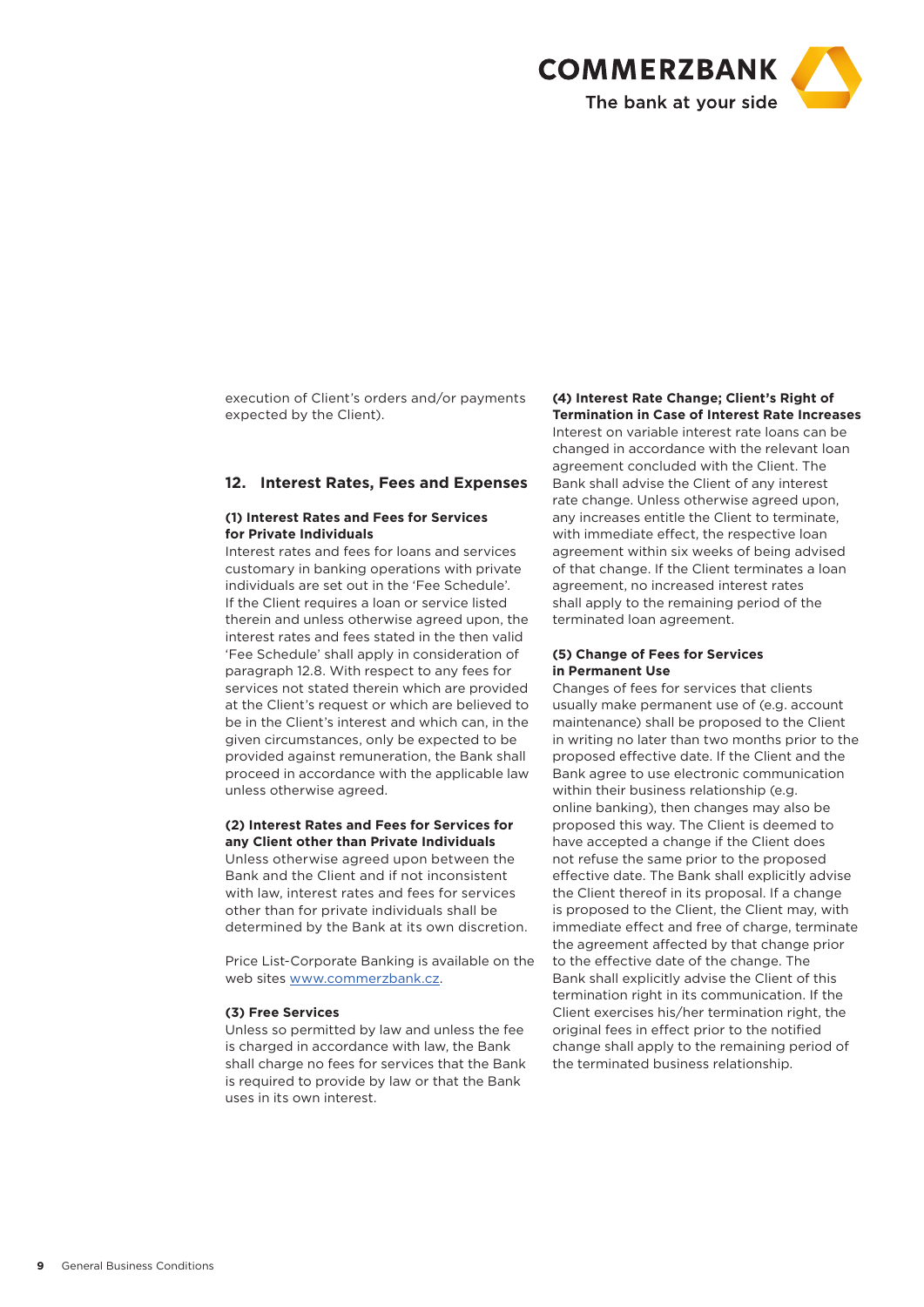execution of Client's orders and/or payments expected by the Client).

## 12. Interest Rates, Fees and Expenses

**(1) Interest Rates and Fees for Services for Private Individuals**

Interest rates and fees for loans and services customary in banking operations with private individuals are set out in the 'Fee Schedule'. If the Client requires a loan or service listed therein and unless otherwise agreed upon, the interest rates and fees stated in the then valid 'Fee Schedule' shall apply in consideration of paragraph 12.8. With respect to any fees for services not stated therein which are provided at the Client's request or which are believed to be in the Client's interest and which can, in the given circumstances, only be expected to be provided against remuneration, the Bank shall proceed in accordance with the applicable law unless otherwise agreed.

**(2) Interest Rates and Fees for Services for any Client other than Private Individuals**

Unless otherwise agreed upon between the Bank and the Client and if not inconsistent with law, interest rates and fees for services other than for private individuals shall be determined by the Bank at its own discretion.

Price List-Corporate Banking is available on the web sites www.commerzbank.cz.

**(3) Free Services**

Unless so permitted by law and unless the fee is charged in accordance with law, the Bank shall charge no fees for services that the Bank is required to provide by law or that the Bank uses in its own interest.

**(4) Interest Rate Change; Client's Right of Termination in Case of Interest Rate Increases**

Interest on variable interest rate loans can be changed in accordance with the relevant loan agreement concluded with the Client. The Bank shall advise the Client of any interest rate change. Unless otherwise agreed upon, any increases entitle the Client to terminate, with immediate effect, the respective loan agreement within six weeks of being advised of that change. If the Client terminates a loan agreement, no increased interest rates shall apply to the remaining period of the terminated loan agreement.

**(5) Change of Fees for Services in Permanent Use**

Changes of fees for services that clients usually make permanent use of (e.g. account maintenance) shall be proposed to the Client in writing no later than two months prior to the proposed effective date. If the Client and the Bank agree to use electronic communication within their business relationship (e.g. online banking), then changes may also be proposed this way. The Client is deemed to have accepted a change if the Client does not refuse the same prior to the proposed effective date. The Bank shall explicitly advise the Client thereof in its proposal. If a change is proposed to the Client, the Client may, with immediate effect and free of charge, terminate the agreement affected by that change prior to the effective date of the change. The Bank shall explicitly advise the Client of this termination right in its communication. If the Client exercises his/her termination right, the original fees in effect prior to the notified change shall apply to the remaining period of the terminated business relationship.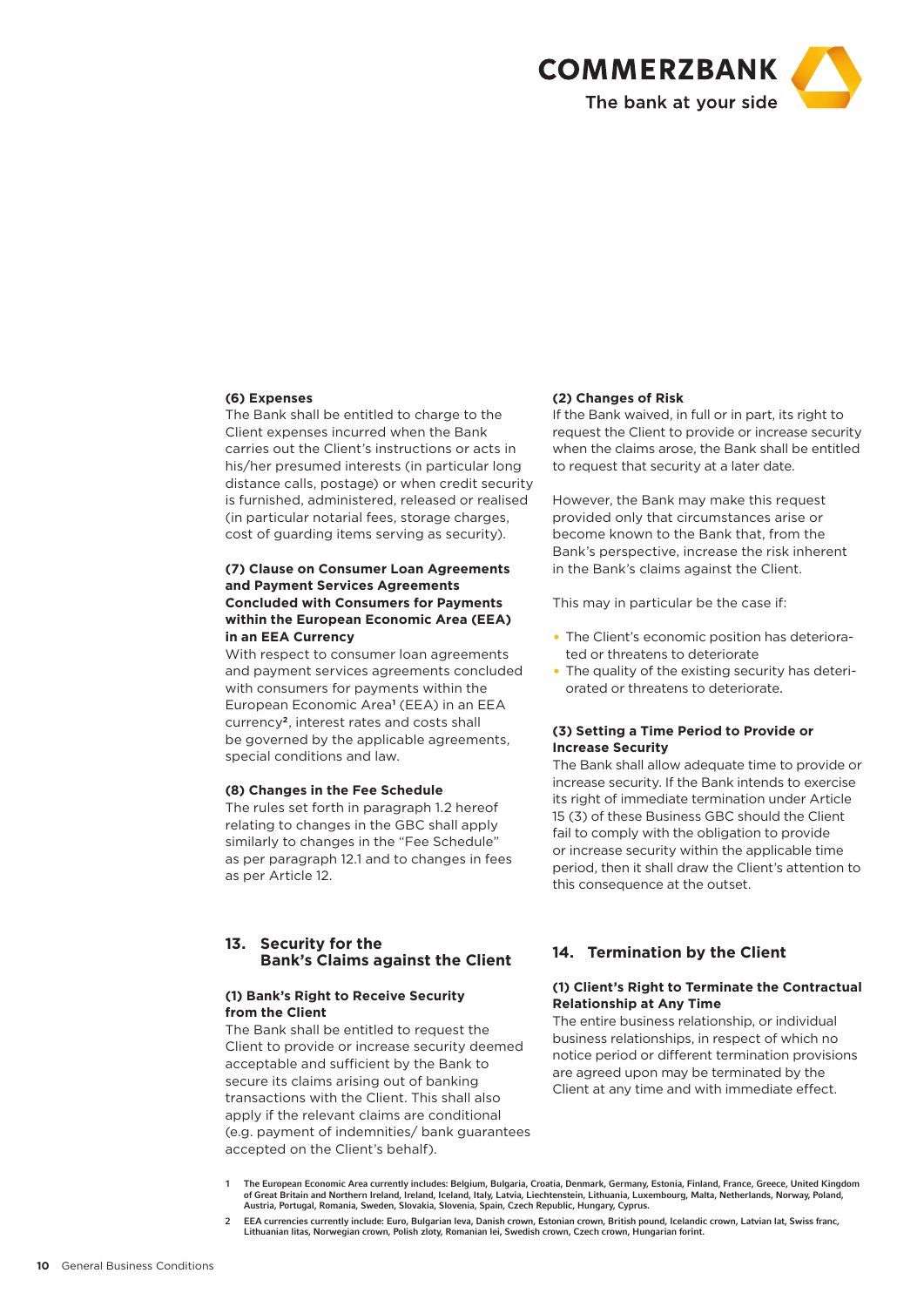**(6) Expenses**
The Bank shall be entitled to charge to the Client expenses incurred when the Bank carries out the Client's instructions or acts in his/her presumed interests (in particular long distance calls, postage) or when credit security is furnished, administered, released or realised (in particular notarial fees, storage charges, cost of guarding items serving as security).

**(7) Clause on Consumer Loan Agreements and Payment Services Agreements Concluded with Consumers for Payments within the European Economic Area (EEA) in an EEA Currency**
With respect to consumer loan agreements and payment services agreements concluded with consumers for payments within the European Economic Area[1] (EEA) in an EEA currency[2], interest rates and costs shall be governed by the applicable agreements, special conditions and law.

**(8) Changes in the Fee Schedule**
The rules set forth in paragraph 1.2 hereof relating to changes in the GBC shall apply similarly to changes in the "Fee Schedule" as per paragraph 12.1 and to changes in fees as per Article 12.

## 13. Security for the Bank's Claims against the Client

**(1) Bank's Right to Receive Security from the Client**
The Bank shall be entitled to request the Client to provide or increase security deemed acceptable and sufficient by the Bank to secure its claims arising out of banking transactions with the Client. This shall also apply if the relevant claims are conditional (e.g. payment of indemnities/ bank guarantees accepted on the Client's behalf).

**(2) Changes of Risk**
If the Bank waived, in full or in part, its right to request the Client to provide or increase security when the claims arose, the Bank shall be entitled to request that security at a later date.

However, the Bank may make this request provided only that circumstances arise or become known to the Bank that, from the Bank's perspective, increase the risk inherent in the Bank's claims against the Client.

This may in particular be the case if:

- The Client's economic position has deteriorated or threatens to deteriorate
- The quality of the existing security has deteriorated or threatens to deteriorate.

**(3) Setting a Time Period to Provide or Increase Security**
The Bank shall allow adequate time to provide or increase security. If the Bank intends to exercise its right of immediate termination under Article 15 (3) of these Business GBC should the Client fail to comply with the obligation to provide or increase security within the applicable time period, then it shall draw the Client's attention to this consequence at the outset.

## 14. Termination by the Client

**(1) Client's Right to Terminate the Contractual Relationship at Any Time**
The entire business relationship, or individual business relationships, in respect of which no notice period or different termination provisions are agreed upon may be terminated by the Client at any time and with immediate effect.

---

1 The European Economic Area currently includes: Belgium, Bulgaria, Croatia, Denmark, Germany, Estonia, Finland, France, Greece, United Kingdom of Great Britain and Northern Ireland, Ireland, Iceland, Italy, Latvia, Liechtenstein, Lithuania, Luxembourg, Malta, Netherlands, Norway, Poland, Austria, Portugal, Romania, Sweden, Slovakia, Slovenia, Spain, Czech Republic, Hungary, Cyprus.

2 EEA currencies currently include: Euro, Bulgarian leva, Danish crown, Estonian crown, British pound, Icelandic crown, Latvian lat, Swiss franc, Lithuanian litas, Norwegian crown, Polish zloty, Romanian lei, Swedish crown, Czech crown, Hungarian forint.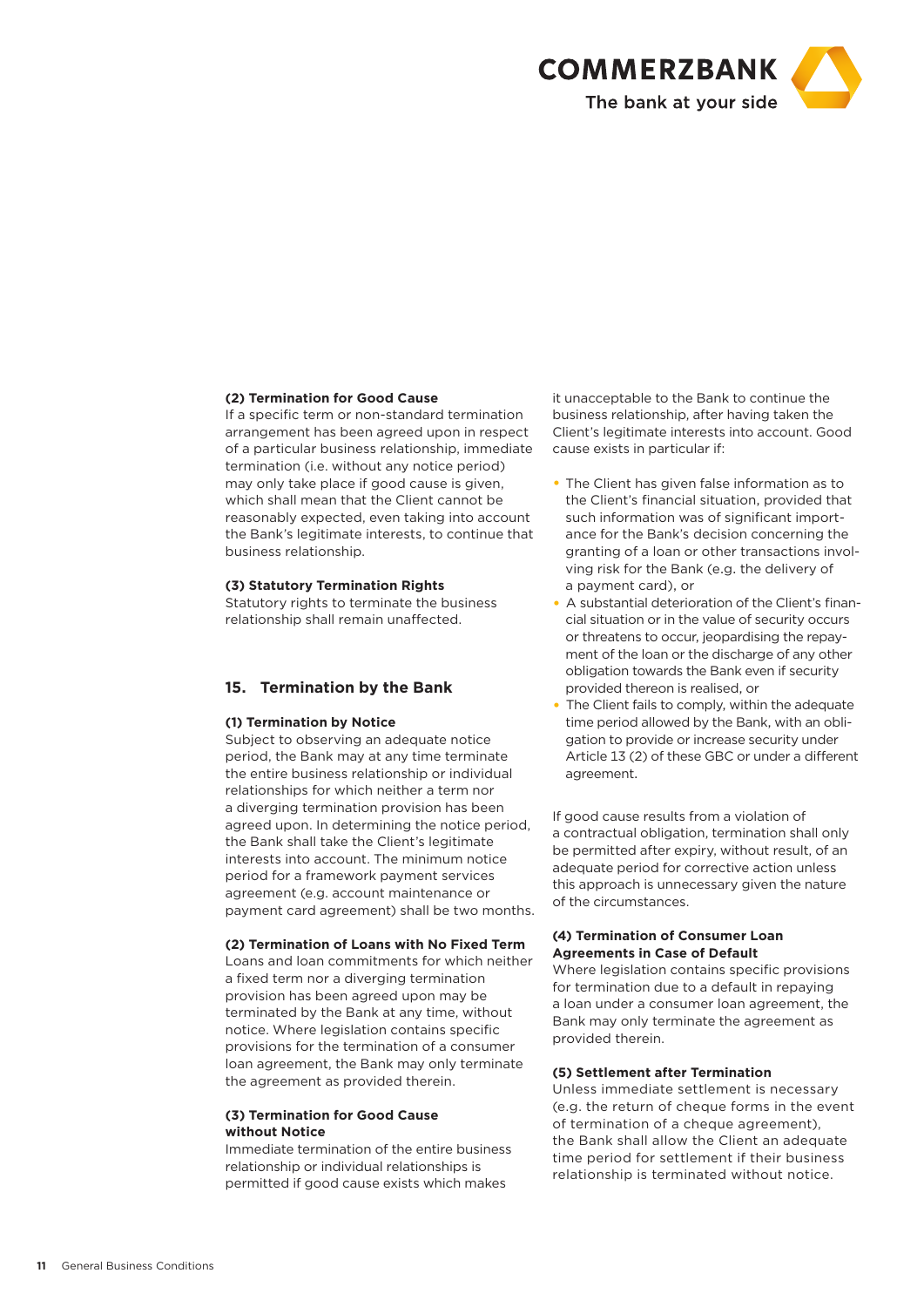**(2) Termination for Good Cause**
If a specific term or non-standard termination arrangement has been agreed upon in respect of a particular business relationship, immediate termination (i.e. without any notice period) may only take place if good cause is given, which shall mean that the Client cannot be reasonably expected, even taking into account the Bank's legitimate interests, to continue that business relationship.

**(3) Statutory Termination Rights**
Statutory rights to terminate the business relationship shall remain unaffected.

## 15. Termination by the Bank

**(1) Termination by Notice**
Subject to observing an adequate notice period, the Bank may at any time terminate the entire business relationship or individual relationships for which neither a term nor a diverging termination provision has been agreed upon. In determining the notice period, the Bank shall take the Client's legitimate interests into account. The minimum notice period for a framework payment services agreement (e.g. account maintenance or payment card agreement) shall be two months.

**(2) Termination of Loans with No Fixed Term**
Loans and loan commitments for which neither a fixed term nor a diverging termination provision has been agreed upon may be terminated by the Bank at any time, without notice. Where legislation contains specific provisions for the termination of a consumer loan agreement, the Bank may only terminate the agreement as provided therein.

**(3) Termination for Good Cause without Notice**
Immediate termination of the entire business relationship or individual relationships is permitted if good cause exists which makes it unacceptable to the Bank to continue the business relationship, after having taken the Client's legitimate interests into account. Good cause exists in particular if:

- The Client has given false information as to the Client's financial situation, provided that such information was of significant importance for the Bank's decision concerning the granting of a loan or other transactions involving risk for the Bank (e.g. the delivery of a payment card), or
- A substantial deterioration of the Client's financial situation or in the value of security occurs or threatens to occur, jeopardising the repayment of the loan or the discharge of any other obligation towards the Bank even if security provided thereon is realised, or
- The Client fails to comply, within the adequate time period allowed by the Bank, with an obligation to provide or increase security under Article 13 (2) of these GBC or under a different agreement.

If good cause results from a violation of a contractual obligation, termination shall only be permitted after expiry, without result, of an adequate period for corrective action unless this approach is unnecessary given the nature of the circumstances.

**(4) Termination of Consumer Loan Agreements in Case of Default**
Where legislation contains specific provisions for termination due to a default in repaying a loan under a consumer loan agreement, the Bank may only terminate the agreement as provided therein.

**(5) Settlement after Termination**
Unless immediate settlement is necessary (e.g. the return of cheque forms in the event of termination of a cheque agreement), the Bank shall allow the Client an adequate time period for settlement if their business relationship is terminated without notice.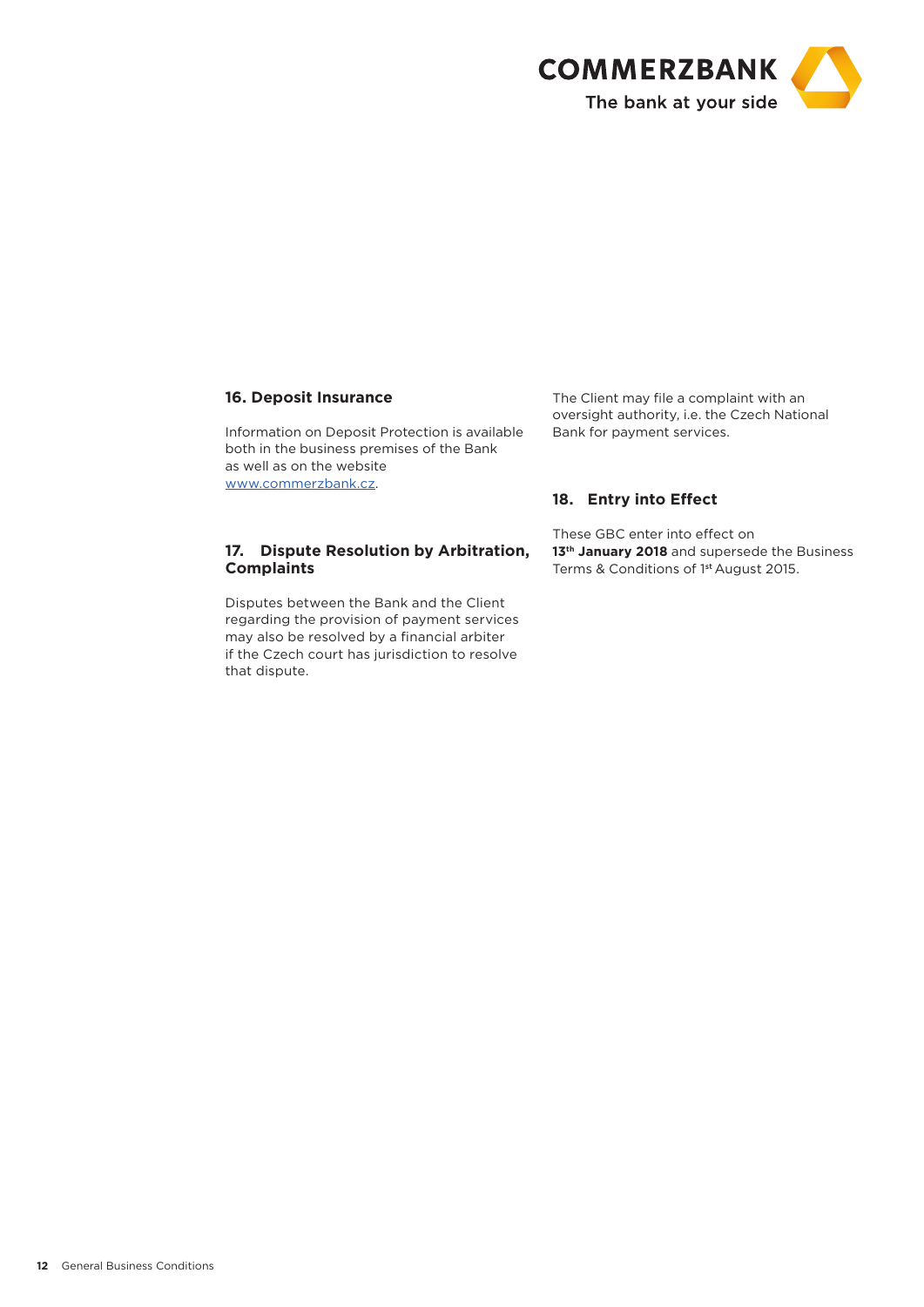## 16. Deposit Insurance

Information on Deposit Protection is available both in the business premises of the Bank as well as on the website www.commerzbank.cz.

## 17. Dispute Resolution by Arbitration, Complaints

Disputes between the Bank and the Client regarding the provision of payment services may also be resolved by a financial arbiter if the Czech court has jurisdiction to resolve that dispute.

The Client may file a complaint with an oversight authority, i.e. the Czech National Bank for payment services.

## 18. Entry into Effect

These GBC enter into effect on **13th January 2018** and supersede the Business Terms & Conditions of 1st August 2015.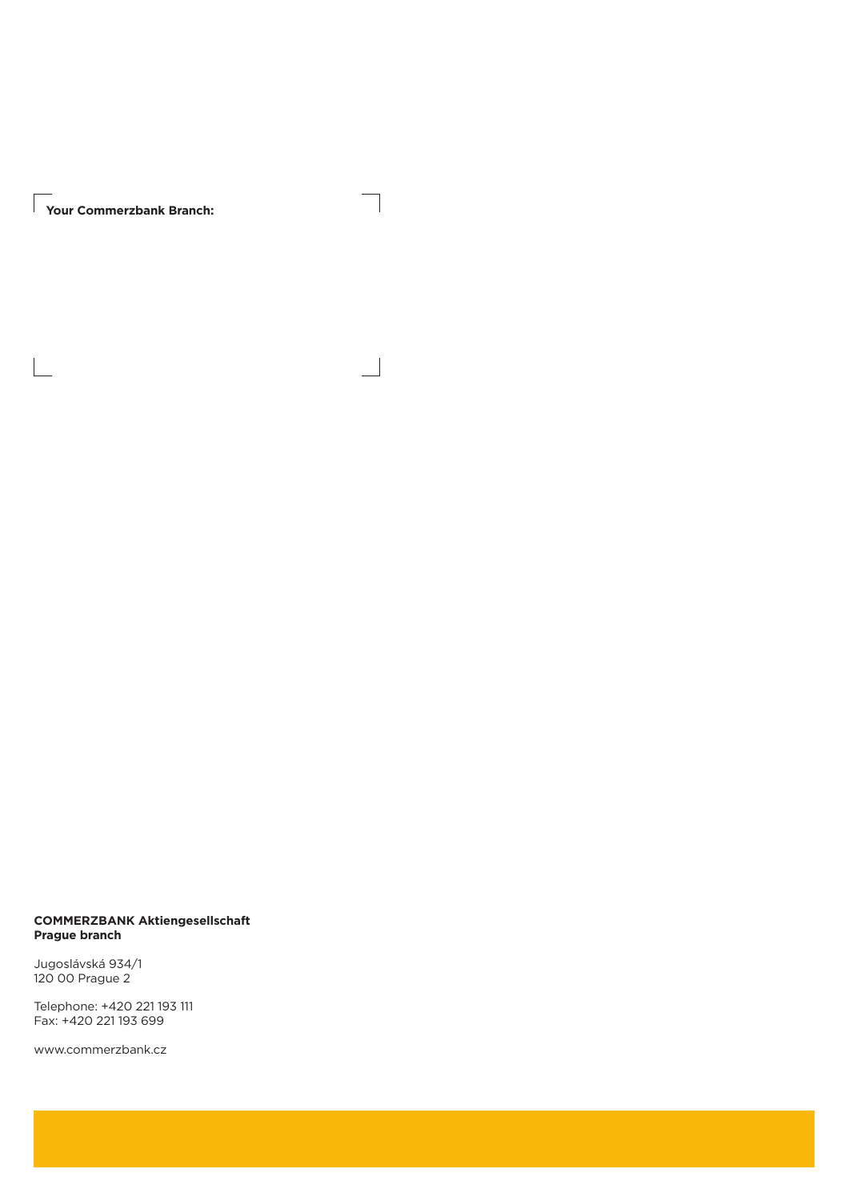**Your Commerzbank Branch:**

**COMMERZBANK Aktiengesellschaft**
**Prague branch**

Jugoslávská 934/1
120 00 Prague 2

Telephone: +420 221 193 111
Fax: +420 221 193 699

www.commerzbank.cz